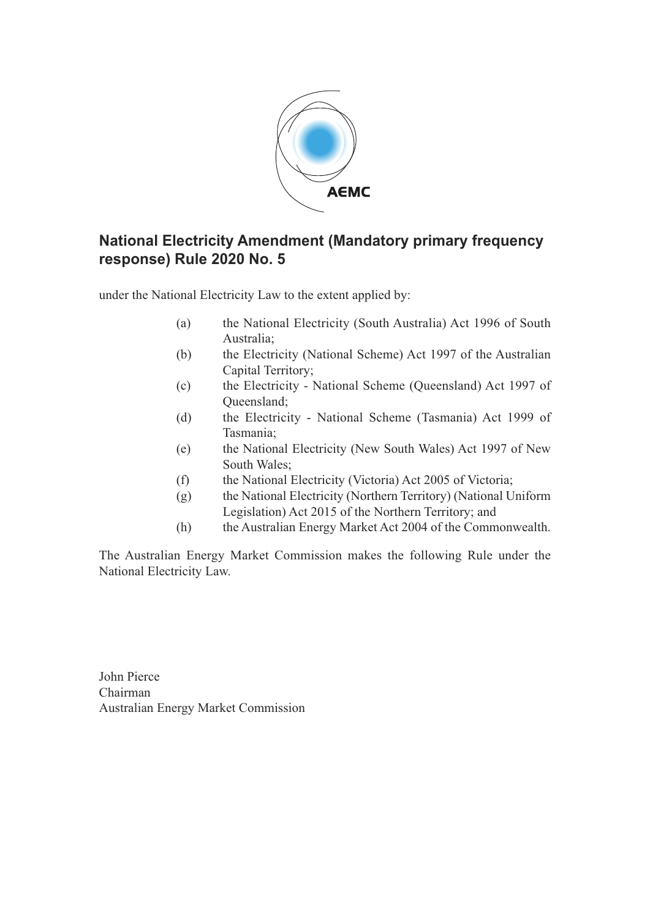AEMC

# National Electricity Amendment (Mandatory primary frequency response) Rule 2020 No. 5

under the National Electricity Law to the extent applied by:

(a) the National Electricity (South Australia) Act 1996 of South Australia;
(b) the Electricity (National Scheme) Act 1997 of the Australian Capital Territory;
(c) the Electricity - National Scheme (Queensland) Act 1997 of Queensland;
(d) the Electricity - National Scheme (Tasmania) Act 1999 of Tasmania;
(e) the National Electricity (New South Wales) Act 1997 of New South Wales;
(f) the National Electricity (Victoria) Act 2005 of Victoria;
(g) the National Electricity (Northern Territory) (National Uniform Legislation) Act 2015 of the Northern Territory; and
(h) the Australian Energy Market Act 2004 of the Commonwealth.

The Australian Energy Market Commission makes the following Rule under the National Electricity Law.

John Pierce
Chairman
Australian Energy Market Commission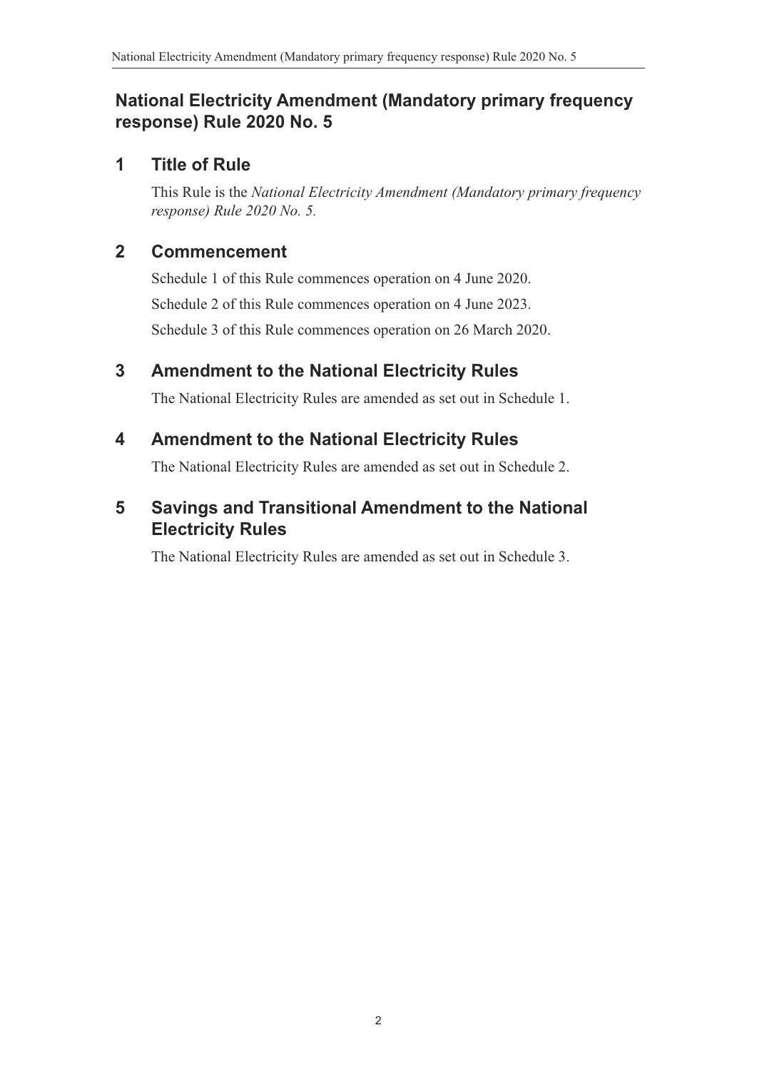# National Electricity Amendment (Mandatory primary frequency response) Rule 2020 No. 5

## 1 Title of Rule

This Rule is the *National Electricity Amendment (Mandatory primary frequency response) Rule 2020 No. 5.*

## 2 Commencement

Schedule 1 of this Rule commences operation on 4 June 2020.

Schedule 2 of this Rule commences operation on 4 June 2023.

Schedule 3 of this Rule commences operation on 26 March 2020.

## 3 Amendment to the National Electricity Rules

The National Electricity Rules are amended as set out in Schedule 1.

## 4 Amendment to the National Electricity Rules

The National Electricity Rules are amended as set out in Schedule 2.

## 5 Savings and Transitional Amendment to the National Electricity Rules

The National Electricity Rules are amended as set out in Schedule 3.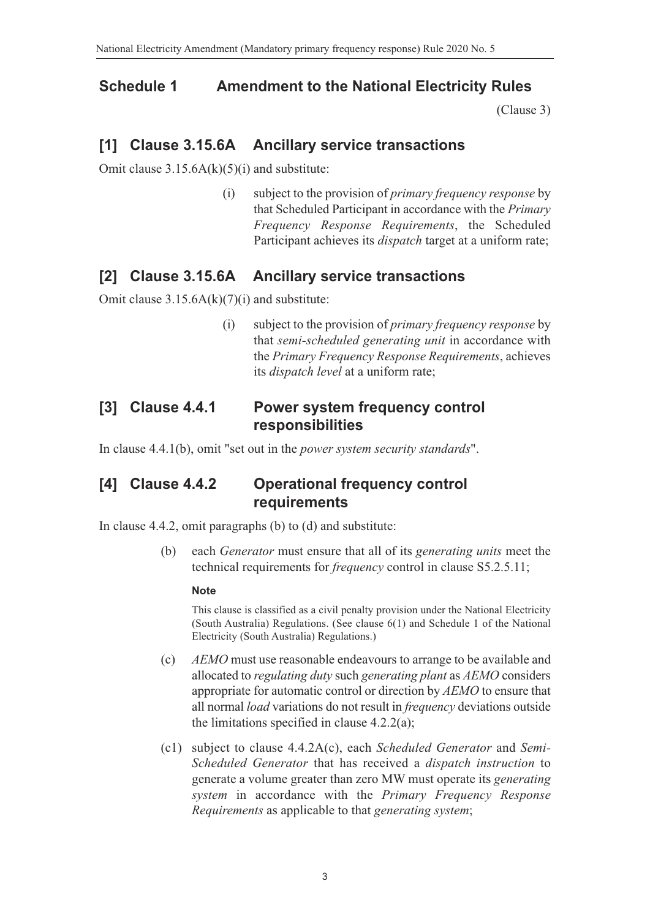## Schedule 1 Amendment to the National Electricity Rules

(Clause 3)

### [1] Clause 3.15.6A Ancillary service transactions

Omit clause 3.15.6A(k)(5)(i) and substitute:

> (i) subject to the provision of *primary frequency response* by that Scheduled Participant in accordance with the *Primary Frequency Response Requirements*, the Scheduled Participant achieves its *dispatch* target at a uniform rate;

### [2] Clause 3.15.6A Ancillary service transactions

Omit clause 3.15.6A(k)(7)(i) and substitute:

> (i) subject to the provision of *primary frequency response* by that *semi-scheduled generating unit* in accordance with the *Primary Frequency Response Requirements*, achieves its *dispatch level* at a uniform rate;

### [3] Clause 4.4.1 Power system frequency control responsibilities

In clause 4.4.1(b), omit "set out in the *power system security standards*".

### [4] Clause 4.4.2 Operational frequency control requirements

In clause 4.4.2, omit paragraphs (b) to (d) and substitute:

> (b) each *Generator* must ensure that all of its *generating units* meet the technical requirements for *frequency* control in clause S5.2.5.11;
>
> **Note**
>
> This clause is classified as a civil penalty provision under the National Electricity (South Australia) Regulations. (See clause 6(1) and Schedule 1 of the National Electricity (South Australia) Regulations.)
>
> (c) *AEMO* must use reasonable endeavours to arrange to be available and allocated to *regulating duty* such *generating plant* as *AEMO* considers appropriate for automatic control or direction by *AEMO* to ensure that all normal *load* variations do not result in *frequency* deviations outside the limitations specified in clause 4.2.2(a);
>
> (c1) subject to clause 4.4.2A(c), each *Scheduled Generator* and *Semi-Scheduled Generator* that has received a *dispatch instruction* to generate a volume greater than zero MW must operate its *generating system* in accordance with the *Primary Frequency Response Requirements* as applicable to that *generating system*;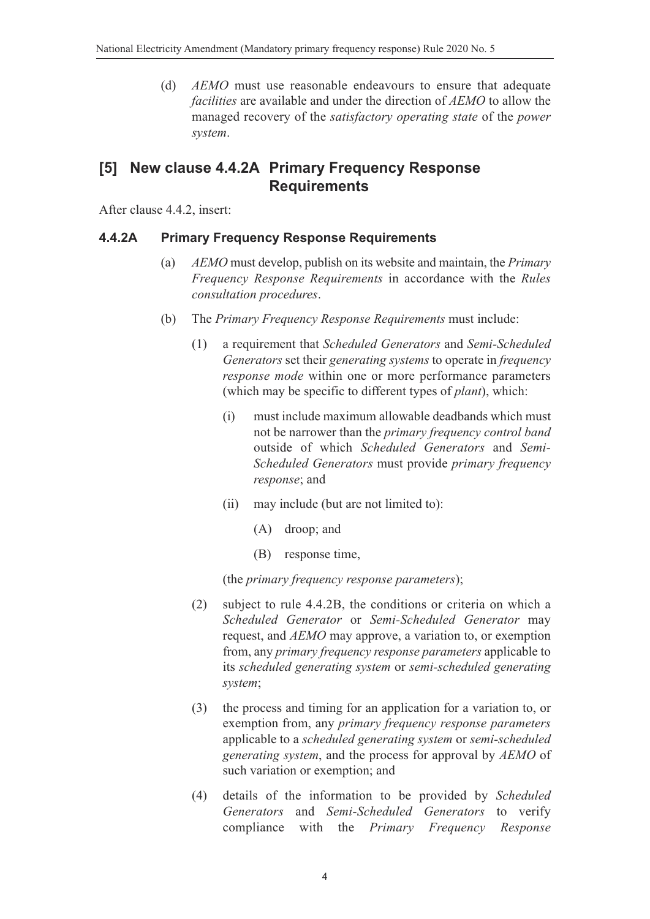(d) *AEMO* must use reasonable endeavours to ensure that adequate *facilities* are available and under the direction of *AEMO* to allow the managed recovery of the *satisfactory operating state* of the *power system*.

## [5] New clause 4.4.2A Primary Frequency Response Requirements

After clause 4.4.2, insert:

### 4.4.2A Primary Frequency Response Requirements

(a) *AEMO* must develop, publish on its website and maintain, the *Primary Frequency Response Requirements* in accordance with the *Rules consultation procedures*.

(b) The *Primary Frequency Response Requirements* must include:

(1) a requirement that *Scheduled Generators* and *Semi-Scheduled Generators* set their *generating systems* to operate in *frequency response mode* within one or more performance parameters (which may be specific to different types of *plant*), which:

(i) must include maximum allowable deadbands which must not be narrower than the *primary frequency control band* outside of which *Scheduled Generators* and *Semi-Scheduled Generators* must provide *primary frequency response*; and

(ii) may include (but are not limited to):

(A) droop; and

(B) response time,

(the *primary frequency response parameters*);

(2) subject to rule 4.4.2B, the conditions or criteria on which a *Scheduled Generator* or *Semi-Scheduled Generator* may request, and *AEMO* may approve, a variation to, or exemption from, any *primary frequency response parameters* applicable to its *scheduled generating system* or *semi-scheduled generating system*;

(3) the process and timing for an application for a variation to, or exemption from, any *primary frequency response parameters* applicable to a *scheduled generating system* or *semi-scheduled generating system*, and the process for approval by *AEMO* of such variation or exemption; and

(4) details of the information to be provided by *Scheduled Generators* and *Semi-Scheduled Generators* to verify compliance with the *Primary Frequency Response*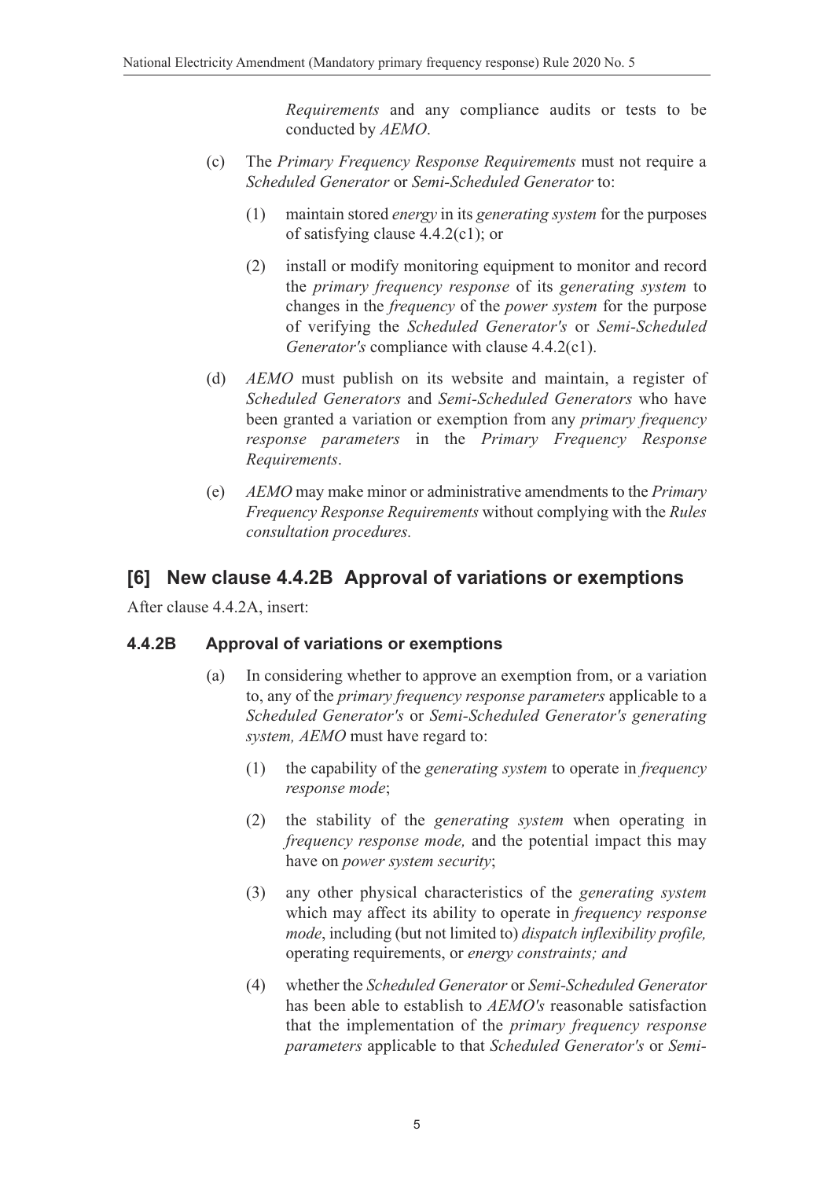*Requirements* and any compliance audits or tests to be conducted by *AEMO*.

(c) The *Primary Frequency Response Requirements* must not require a *Scheduled Generator* or *Semi-Scheduled Generator* to:

(1) maintain stored *energy* in its *generating system* for the purposes of satisfying clause 4.4.2(c1); or

(2) install or modify monitoring equipment to monitor and record the *primary frequency response* of its *generating system* to changes in the *frequency* of the *power system* for the purpose of verifying the *Scheduled Generator's* or *Semi-Scheduled Generator's* compliance with clause 4.4.2(c1).

(d) *AEMO* must publish on its website and maintain, a register of *Scheduled Generators* and *Semi-Scheduled Generators* who have been granted a variation or exemption from any *primary frequency response parameters* in the *Primary Frequency Response Requirements*.

(e) *AEMO* may make minor or administrative amendments to the *Primary Frequency Response Requirements* without complying with the *Rules consultation procedures.*

## [6] New clause 4.4.2B Approval of variations or exemptions

After clause 4.4.2A, insert:

### 4.4.2B Approval of variations or exemptions

(a) In considering whether to approve an exemption from, or a variation to, any of the *primary frequency response parameters* applicable to a *Scheduled Generator's* or *Semi-Scheduled Generator's generating system, AEMO* must have regard to:

(1) the capability of the *generating system* to operate in *frequency response mode*;

(2) the stability of the *generating system* when operating in *frequency response mode,* and the potential impact this may have on *power system security*;

(3) any other physical characteristics of the *generating system* which may affect its ability to operate in *frequency response mode*, including (but not limited to) *dispatch inflexibility profile,* operating requirements, or *energy constraints; and*

(4) whether the *Scheduled Generator* or *Semi-Scheduled Generator* has been able to establish to *AEMO's* reasonable satisfaction that the implementation of the *primary frequency response parameters* applicable to that *Scheduled Generator's* or *Semi-*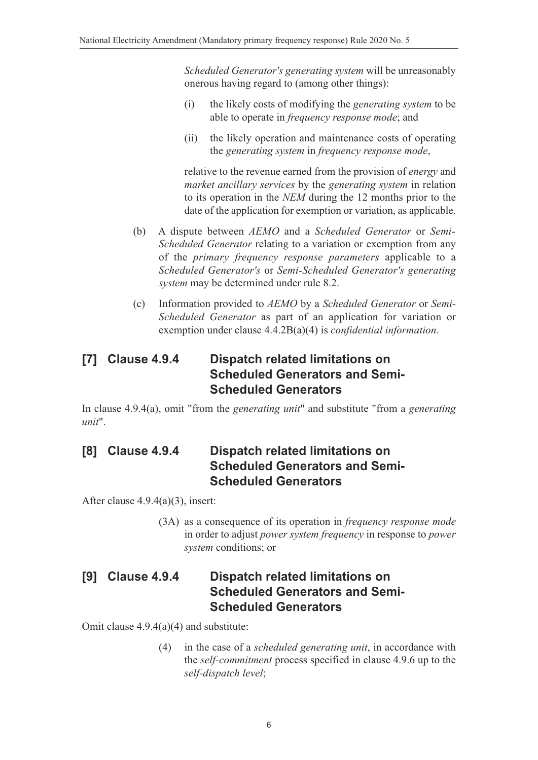*Scheduled Generator's generating system* will be unreasonably onerous having regard to (among other things):

(i) the likely costs of modifying the *generating system* to be able to operate in *frequency response mode*; and

(ii) the likely operation and maintenance costs of operating the *generating system* in *frequency response mode*,

relative to the revenue earned from the provision of *energy* and *market ancillary services* by the *generating system* in relation to its operation in the *NEM* during the 12 months prior to the date of the application for exemption or variation, as applicable.

(b) A dispute between *AEMO* and a *Scheduled Generator* or *Semi-Scheduled Generator* relating to a variation or exemption from any of the *primary frequency response parameters* applicable to a *Scheduled Generator's* or *Semi-Scheduled Generator's generating system* may be determined under rule 8.2.

(c) Information provided to *AEMO* by a *Scheduled Generator* or *Semi-Scheduled Generator* as part of an application for variation or exemption under clause 4.4.2B(a)(4) is *confidential information*.

## [7] Clause 4.9.4 Dispatch related limitations on Scheduled Generators and Semi-Scheduled Generators

In clause 4.9.4(a), omit "from the *generating unit*" and substitute "from a *generating unit*".

## [8] Clause 4.9.4 Dispatch related limitations on Scheduled Generators and Semi-Scheduled Generators

After clause 4.9.4(a)(3), insert:

(3A) as a consequence of its operation in *frequency response mode* in order to adjust *power system frequency* in response to *power system* conditions; or

## [9] Clause 4.9.4 Dispatch related limitations on Scheduled Generators and Semi-Scheduled Generators

Omit clause 4.9.4(a)(4) and substitute:

(4) in the case of a *scheduled generating unit*, in accordance with the *self-commitment* process specified in clause 4.9.6 up to the *self-dispatch level*;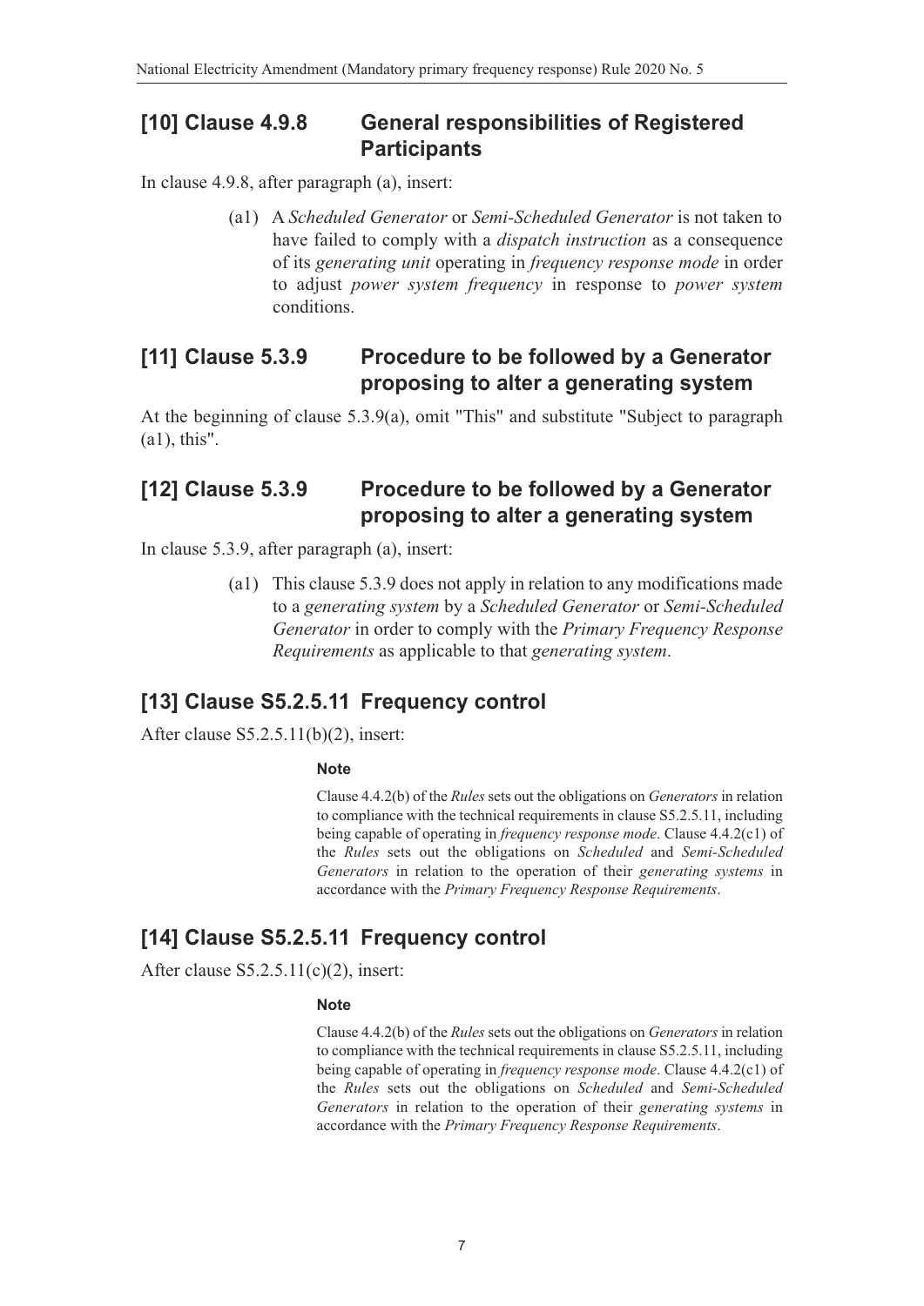## [10] Clause 4.9.8 General responsibilities of Registered Participants

In clause 4.9.8, after paragraph (a), insert:

> (a1) A *Scheduled Generator* or *Semi-Scheduled Generator* is not taken to have failed to comply with a *dispatch instruction* as a consequence of its *generating unit* operating in *frequency response mode* in order to adjust *power system frequency* in response to *power system* conditions.

## [11] Clause 5.3.9 Procedure to be followed by a Generator proposing to alter a generating system

At the beginning of clause 5.3.9(a), omit "This" and substitute "Subject to paragraph (a1), this".

## [12] Clause 5.3.9 Procedure to be followed by a Generator proposing to alter a generating system

In clause 5.3.9, after paragraph (a), insert:

> (a1) This clause 5.3.9 does not apply in relation to any modifications made to a *generating system* by a *Scheduled Generator* or *Semi-Scheduled Generator* in order to comply with the *Primary Frequency Response Requirements* as applicable to that *generating system*.

## [13] Clause S5.2.5.11 Frequency control

After clause S5.2.5.11(b)(2), insert:

> **Note**
>
> Clause 4.4.2(b) of the *Rules* sets out the obligations on *Generators* in relation to compliance with the technical requirements in clause S5.2.5.11, including being capable of operating in *frequency response mode*. Clause 4.4.2(c1) of the *Rules* sets out the obligations on *Scheduled* and *Semi-Scheduled Generators* in relation to the operation of their *generating systems* in accordance with the *Primary Frequency Response Requirements*.

## [14] Clause S5.2.5.11 Frequency control

After clause S5.2.5.11(c)(2), insert:

> **Note**
>
> Clause 4.4.2(b) of the *Rules* sets out the obligations on *Generators* in relation to compliance with the technical requirements in clause S5.2.5.11, including being capable of operating in *frequency response mode*. Clause 4.4.2(c1) of the *Rules* sets out the obligations on *Scheduled* and *Semi-Scheduled Generators* in relation to the operation of their *generating systems* in accordance with the *Primary Frequency Response Requirements*.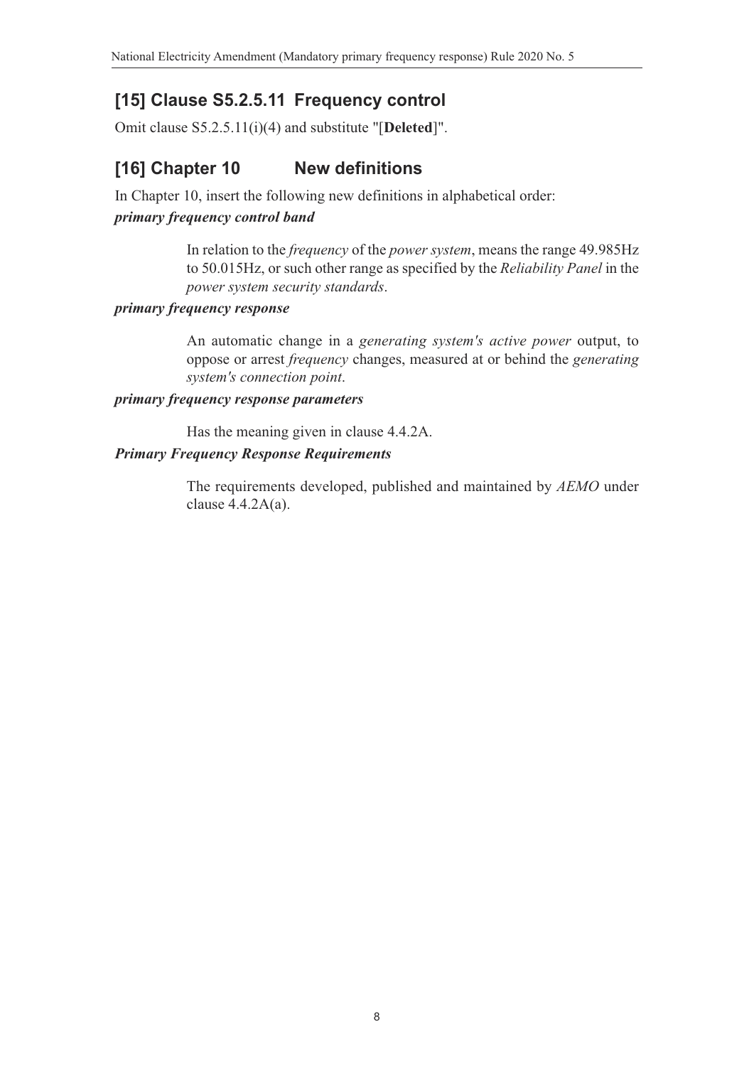## [15] Clause S5.2.5.11 Frequency control

Omit clause S5.2.5.11(i)(4) and substitute "[**Deleted**]".

## [16] Chapter 10 New definitions

In Chapter 10, insert the following new definitions in alphabetical order:

***primary frequency control band***

In relation to the *frequency* of the *power system*, means the range 49.985Hz to 50.015Hz, or such other range as specified by the *Reliability Panel* in the *power system security standards*.

***primary frequency response***

An automatic change in a *generating system's active power* output, to oppose or arrest *frequency* changes, measured at or behind the *generating system's connection point*.

***primary frequency response parameters***

Has the meaning given in clause 4.4.2A.

***Primary Frequency Response Requirements***

The requirements developed, published and maintained by *AEMO* under clause 4.4.2A(a).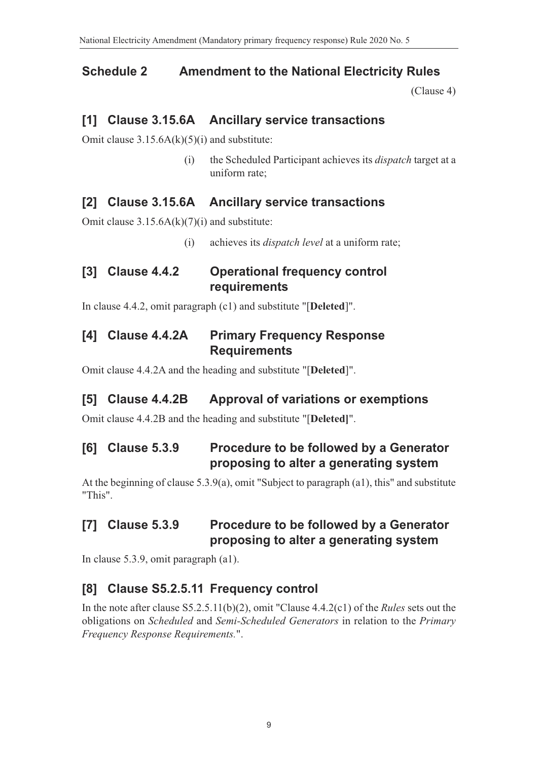## Schedule 2 Amendment to the National Electricity Rules

(Clause 4)

### [1] Clause 3.15.6A Ancillary service transactions

Omit clause 3.15.6A(k)(5)(i) and substitute:

(i) the Scheduled Participant achieves its *dispatch* target at a uniform rate;

### [2] Clause 3.15.6A Ancillary service transactions

Omit clause 3.15.6A(k)(7)(i) and substitute:

(i) achieves its *dispatch level* at a uniform rate;

### [3] Clause 4.4.2 Operational frequency control requirements

In clause 4.4.2, omit paragraph (c1) and substitute "[**Deleted**]".

### [4] Clause 4.4.2A Primary Frequency Response Requirements

Omit clause 4.4.2A and the heading and substitute "[**Deleted**]".

### [5] Clause 4.4.2B Approval of variations or exemptions

Omit clause 4.4.2B and the heading and substitute "[**Deleted]**".

### [6] Clause 5.3.9 Procedure to be followed by a Generator proposing to alter a generating system

At the beginning of clause 5.3.9(a), omit "Subject to paragraph (a1), this" and substitute "This".

### [7] Clause 5.3.9 Procedure to be followed by a Generator proposing to alter a generating system

In clause 5.3.9, omit paragraph (a1).

### [8] Clause S5.2.5.11 Frequency control

In the note after clause S5.2.5.11(b)(2), omit "Clause 4.4.2(c1) of the *Rules* sets out the obligations on *Scheduled* and *Semi-Scheduled Generators* in relation to the *Primary Frequency Response Requirements.*".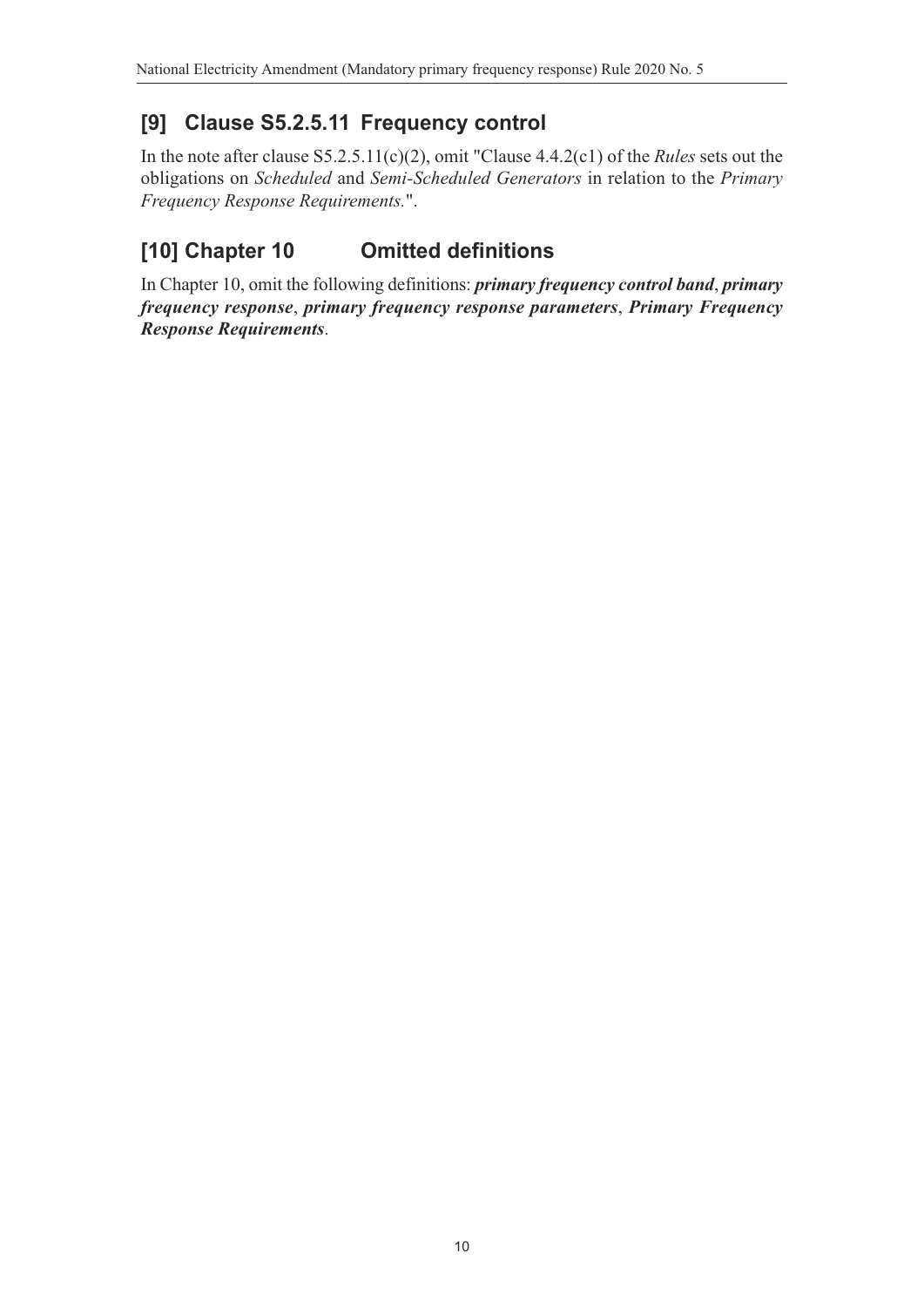## [9] Clause S5.2.5.11 Frequency control

In the note after clause S5.2.5.11(c)(2), omit "Clause 4.4.2(c1) of the *Rules* sets out the obligations on *Scheduled* and *Semi-Scheduled Generators* in relation to the *Primary Frequency Response Requirements.*".

## [10] Chapter 10 Omitted definitions

In Chapter 10, omit the following definitions: ***primary frequency control band***, ***primary frequency response***, ***primary frequency response parameters***, ***Primary Frequency Response Requirements***.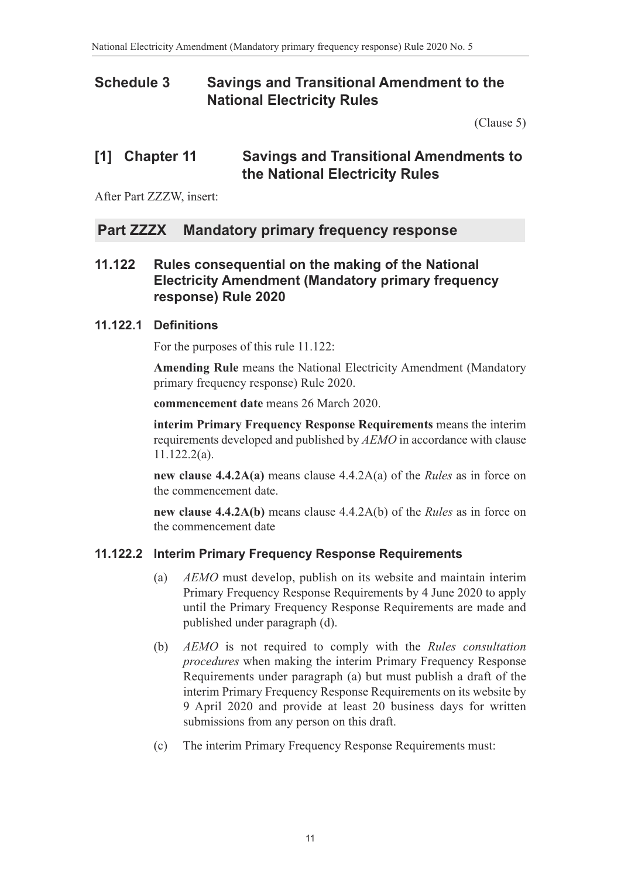# Schedule 3 Savings and Transitional Amendment to the National Electricity Rules

(Clause 5)

## [1] Chapter 11 Savings and Transitional Amendments to the National Electricity Rules

After Part ZZZW, insert:

## Part ZZZX Mandatory primary frequency response

### 11.122 Rules consequential on the making of the National Electricity Amendment (Mandatory primary frequency response) Rule 2020

#### 11.122.1 Definitions

For the purposes of this rule 11.122:

**Amending Rule** means the National Electricity Amendment (Mandatory primary frequency response) Rule 2020.

**commencement date** means 26 March 2020.

**interim Primary Frequency Response Requirements** means the interim requirements developed and published by *AEMO* in accordance with clause 11.122.2(a).

**new clause 4.4.2A(a)** means clause 4.4.2A(a) of the *Rules* as in force on the commencement date.

**new clause 4.4.2A(b)** means clause 4.4.2A(b) of the *Rules* as in force on the commencement date

#### 11.122.2 Interim Primary Frequency Response Requirements

(a) *AEMO* must develop, publish on its website and maintain interim Primary Frequency Response Requirements by 4 June 2020 to apply until the Primary Frequency Response Requirements are made and published under paragraph (d).

(b) *AEMO* is not required to comply with the *Rules consultation procedures* when making the interim Primary Frequency Response Requirements under paragraph (a) but must publish a draft of the interim Primary Frequency Response Requirements on its website by 9 April 2020 and provide at least 20 business days for written submissions from any person on this draft.

(c) The interim Primary Frequency Response Requirements must: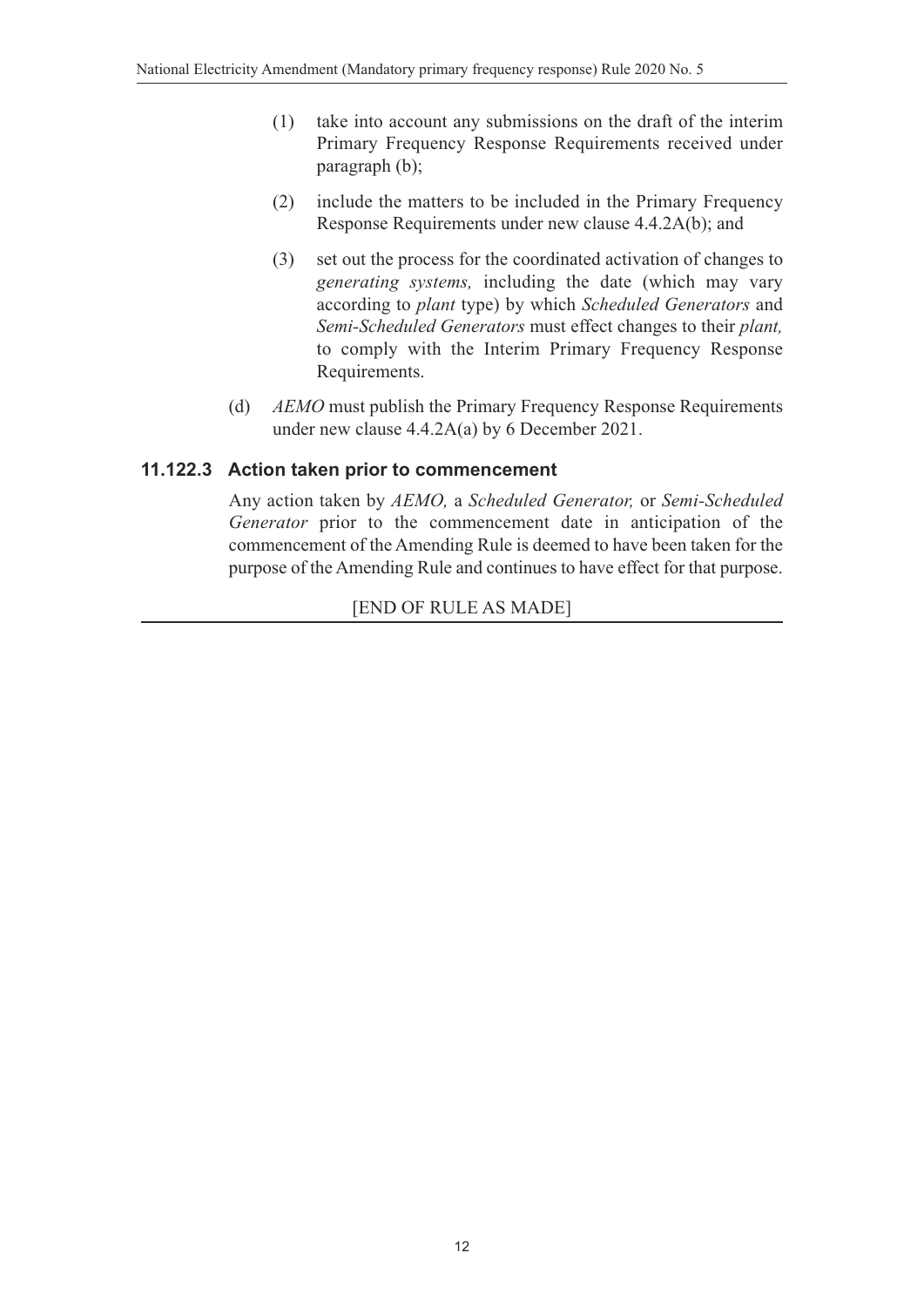(1) take into account any submissions on the draft of the interim Primary Frequency Response Requirements received under paragraph (b);

(2) include the matters to be included in the Primary Frequency Response Requirements under new clause 4.4.2A(b); and

(3) set out the process for the coordinated activation of changes to *generating systems,* including the date (which may vary according to *plant* type) by which *Scheduled Generators* and *Semi-Scheduled Generators* must effect changes to their *plant,* to comply with the Interim Primary Frequency Response Requirements.

(d) *AEMO* must publish the Primary Frequency Response Requirements under new clause 4.4.2A(a) by 6 December 2021.

### 11.122.3 Action taken prior to commencement

Any action taken by *AEMO,* a *Scheduled Generator,* or *Semi-Scheduled Generator* prior to the commencement date in anticipation of the commencement of the Amending Rule is deemed to have been taken for the purpose of the Amending Rule and continues to have effect for that purpose.

[END OF RULE AS MADE]